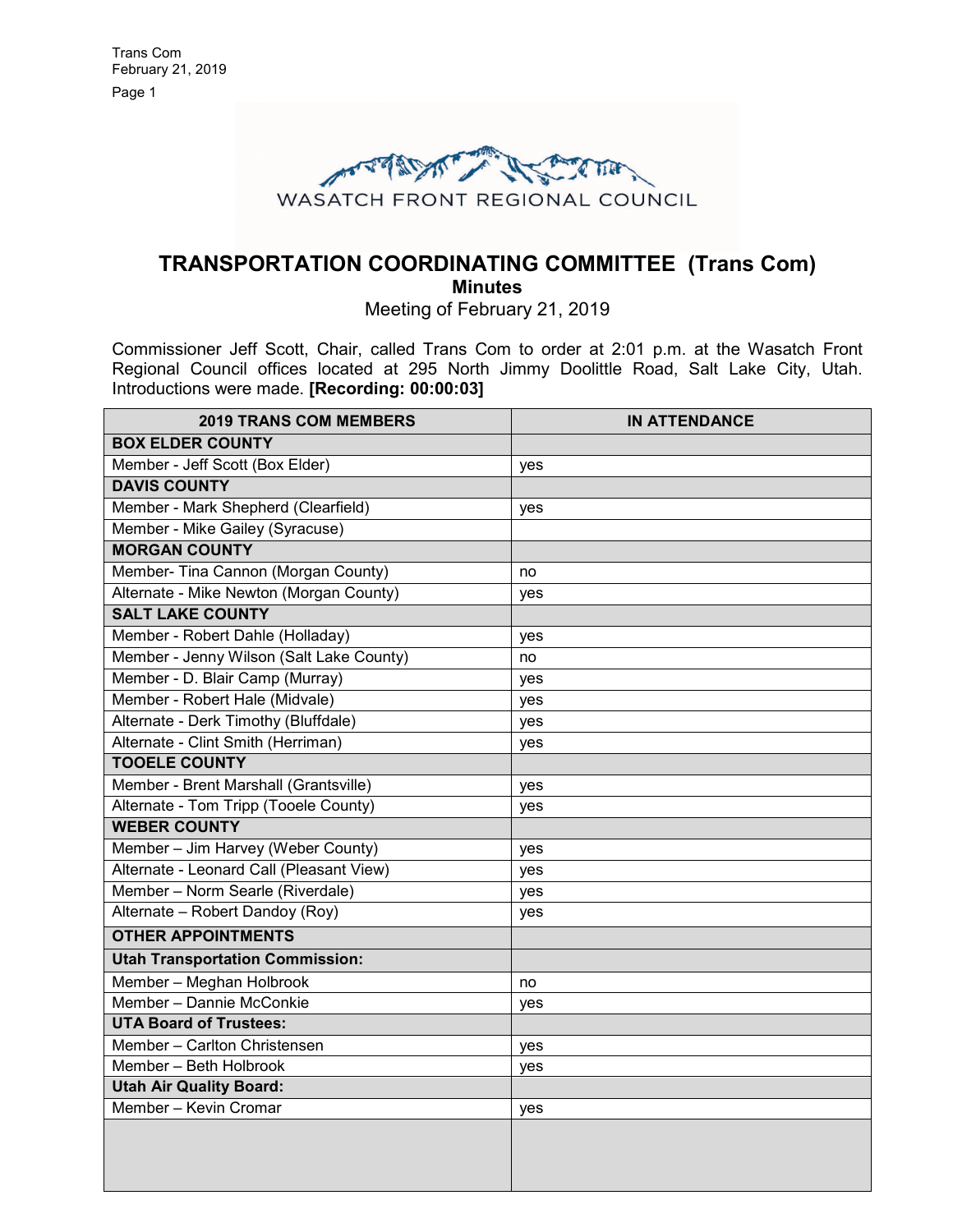WASATCH FRONT REGIONAL COUNCIL

# TRANSPORTATION COORDINATING COMMITTEE (Trans Com)

## Minutes

Meeting of February 21, 2019

Commissioner Jeff Scott, Chair, called Trans Com to order at 2:01 p.m. at the Wasatch Front Regional Council offices located at 295 North Jimmy Doolittle Road, Salt Lake City, Utah. Introductions were made. **[Recording: 00:00:03]**

| 2019 TRANS COM MEMBERS | IN ATTENDANCE |
|---|---|
| **BOX ELDER COUNTY** | |
| Member - Jeff Scott (Box Elder) | yes |
| **DAVIS COUNTY** | |
| Member - Mark Shepherd (Clearfield) | yes |
| Member - Mike Gailey (Syracuse) | |
| **MORGAN COUNTY** | |
| Member- Tina Cannon (Morgan County) | no |
| Alternate - Mike Newton (Morgan County) | yes |
| **SALT LAKE COUNTY** | |
| Member - Robert Dahle (Holladay) | yes |
| Member - Jenny Wilson (Salt Lake County) | no |
| Member - D. Blair Camp (Murray) | yes |
| Member - Robert Hale (Midvale) | yes |
| Alternate - Derk Timothy (Bluffdale) | yes |
| Alternate - Clint Smith (Herriman) | yes |
| **TOOELE COUNTY** | |
| Member - Brent Marshall (Grantsville) | yes |
| Alternate - Tom Tripp (Tooele County) | yes |
| **WEBER COUNTY** | |
| Member – Jim Harvey (Weber County) | yes |
| Alternate - Leonard Call (Pleasant View) | yes |
| Member – Norm Searle (Riverdale) | yes |
| Alternate – Robert Dandoy (Roy) | yes |
| **OTHER APPOINTMENTS** | |
| **Utah Transportation Commission:** | |
| Member – Meghan Holbrook | no |
| Member – Dannie McConkie | yes |
| **UTA Board of Trustees:** | |
| Member – Carlton Christensen | yes |
| Member – Beth Holbrook | yes |
| **Utah Air Quality Board:** | |
| Member – Kevin Cromar | yes |
| | |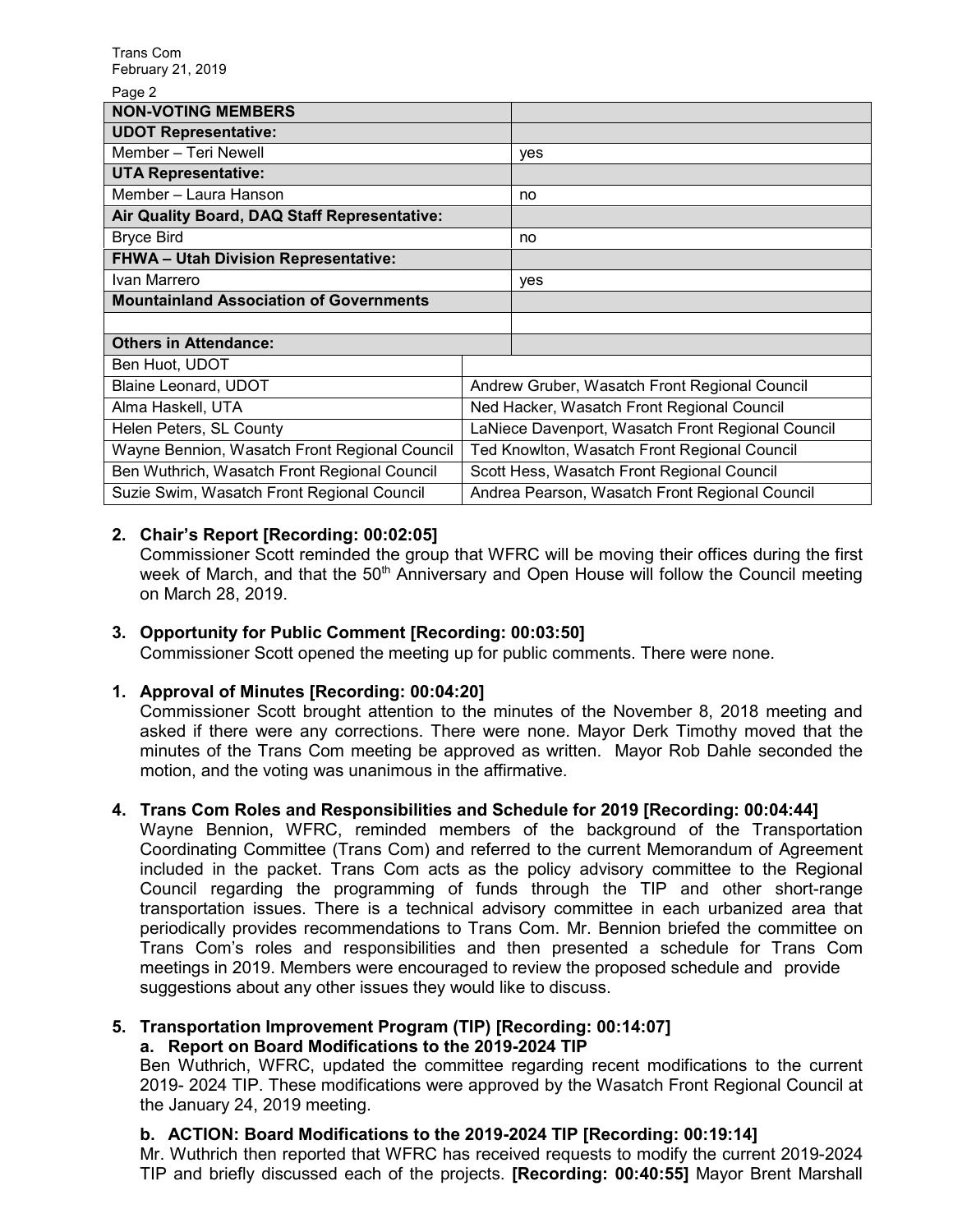| NON-VOTING MEMBERS | |
|---|---|
| **UDOT Representative:** | |
| Member – Teri Newell | yes |
| **UTA Representative:** | |
| Member – Laura Hanson | no |
| **Air Quality Board, DAQ Staff Representative:** | |
| Bryce Bird | no |
| **FHWA – Utah Division Representative:** | |
| Ivan Marrero | yes |
| **Mountainland Association of Governments** | |
| | |
| **Others in Attendance:** | |
| Ben Huot, UDOT | |
| Blaine Leonard, UDOT | Andrew Gruber, Wasatch Front Regional Council |
| Alma Haskell, UTA | Ned Hacker, Wasatch Front Regional Council |
| Helen Peters, SL County | LaNiece Davenport, Wasatch Front Regional Council |
| Wayne Bennion, Wasatch Front Regional Council | Ted Knowlton, Wasatch Front Regional Council |
| Ben Wuthrich, Wasatch Front Regional Council | Scott Hess, Wasatch Front Regional Council |
| Suzie Swim, Wasatch Front Regional Council | Andrea Pearson, Wasatch Front Regional Council |

**2. Chair's Report [Recording: 00:02:05]**

Commissioner Scott reminded the group that WFRC will be moving their offices during the first week of March, and that the 50th Anniversary and Open House will follow the Council meeting on March 28, 2019.

**3. Opportunity for Public Comment [Recording: 00:03:50]**

Commissioner Scott opened the meeting up for public comments. There were none.

**1. Approval of Minutes [Recording: 00:04:20]**

Commissioner Scott brought attention to the minutes of the November 8, 2018 meeting and asked if there were any corrections. There were none. Mayor Derk Timothy moved that the minutes of the Trans Com meeting be approved as written. Mayor Rob Dahle seconded the motion, and the voting was unanimous in the affirmative.

**4. Trans Com Roles and Responsibilities and Schedule for 2019 [Recording: 00:04:44]**

Wayne Bennion, WFRC, reminded members of the background of the Transportation Coordinating Committee (Trans Com) and referred to the current Memorandum of Agreement included in the packet. Trans Com acts as the policy advisory committee to the Regional Council regarding the programming of funds through the TIP and other short-range transportation issues. There is a technical advisory committee in each urbanized area that periodically provides recommendations to Trans Com. Mr. Bennion briefed the committee on Trans Com's roles and responsibilities and then presented a schedule for Trans Com meetings in 2019. Members were encouraged to review the proposed schedule and provide suggestions about any other issues they would like to discuss.

**5. Transportation Improvement Program (TIP) [Recording: 00:14:07]**

**a. Report on Board Modifications to the 2019-2024 TIP**

Ben Wuthrich, WFRC, updated the committee regarding recent modifications to the current 2019- 2024 TIP. These modifications were approved by the Wasatch Front Regional Council at the January 24, 2019 meeting.

**b. ACTION: Board Modifications to the 2019-2024 TIP [Recording: 00:19:14]**

Mr. Wuthrich then reported that WFRC has received requests to modify the current 2019-2024 TIP and briefly discussed each of the projects. **[Recording: 00:40:55]** Mayor Brent Marshall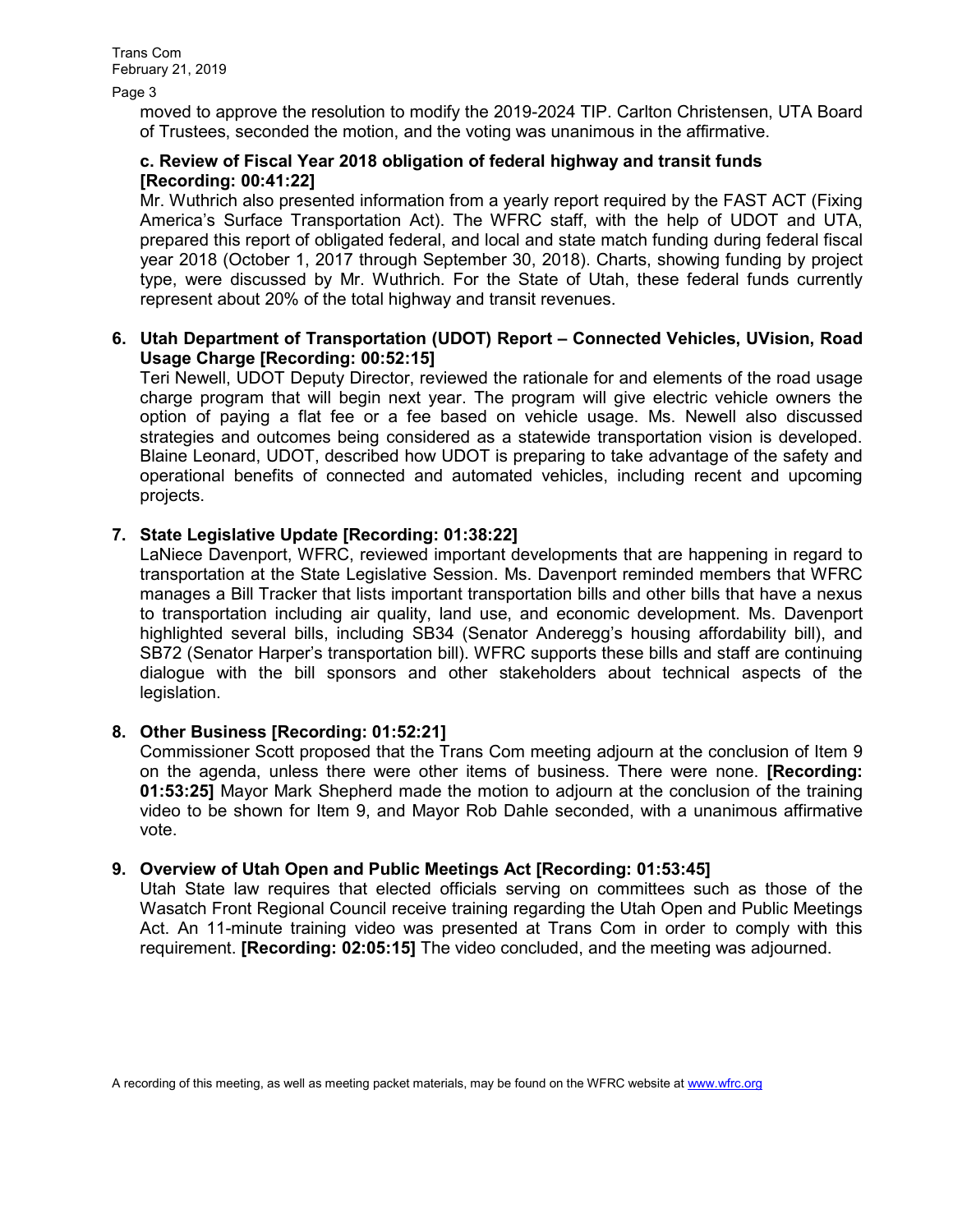moved to approve the resolution to modify the 2019-2024 TIP. Carlton Christensen, UTA Board of Trustees, seconded the motion, and the voting was unanimous in the affirmative.

**c. Review of Fiscal Year 2018 obligation of federal highway and transit funds [Recording: 00:41:22]**

Mr. Wuthrich also presented information from a yearly report required by the FAST ACT (Fixing America's Surface Transportation Act). The WFRC staff, with the help of UDOT and UTA, prepared this report of obligated federal, and local and state match funding during federal fiscal year 2018 (October 1, 2017 through September 30, 2018). Charts, showing funding by project type, were discussed by Mr. Wuthrich. For the State of Utah, these federal funds currently represent about 20% of the total highway and transit revenues.

**6. Utah Department of Transportation (UDOT) Report – Connected Vehicles, UVision, Road Usage Charge [Recording: 00:52:15]**

Teri Newell, UDOT Deputy Director, reviewed the rationale for and elements of the road usage charge program that will begin next year. The program will give electric vehicle owners the option of paying a flat fee or a fee based on vehicle usage. Ms. Newell also discussed strategies and outcomes being considered as a statewide transportation vision is developed. Blaine Leonard, UDOT, described how UDOT is preparing to take advantage of the safety and operational benefits of connected and automated vehicles, including recent and upcoming projects.

**7. State Legislative Update [Recording: 01:38:22]**

LaNiece Davenport, WFRC, reviewed important developments that are happening in regard to transportation at the State Legislative Session. Ms. Davenport reminded members that WFRC manages a Bill Tracker that lists important transportation bills and other bills that have a nexus to transportation including air quality, land use, and economic development. Ms. Davenport highlighted several bills, including SB34 (Senator Anderegg's housing affordability bill), and SB72 (Senator Harper's transportation bill). WFRC supports these bills and staff are continuing dialogue with the bill sponsors and other stakeholders about technical aspects of the legislation.

**8. Other Business [Recording: 01:52:21]**

Commissioner Scott proposed that the Trans Com meeting adjourn at the conclusion of Item 9 on the agenda, unless there were other items of business. There were none. **[Recording: 01:53:25]** Mayor Mark Shepherd made the motion to adjourn at the conclusion of the training video to be shown for Item 9, and Mayor Rob Dahle seconded, with a unanimous affirmative vote.

**9. Overview of Utah Open and Public Meetings Act [Recording: 01:53:45]**

Utah State law requires that elected officials serving on committees such as those of the Wasatch Front Regional Council receive training regarding the Utah Open and Public Meetings Act. An 11-minute training video was presented at Trans Com in order to comply with this requirement. **[Recording: 02:05:15]** The video concluded, and the meeting was adjourned.

A recording of this meeting, as well as meeting packet materials, may be found on the WFRC website at www.wfrc.org